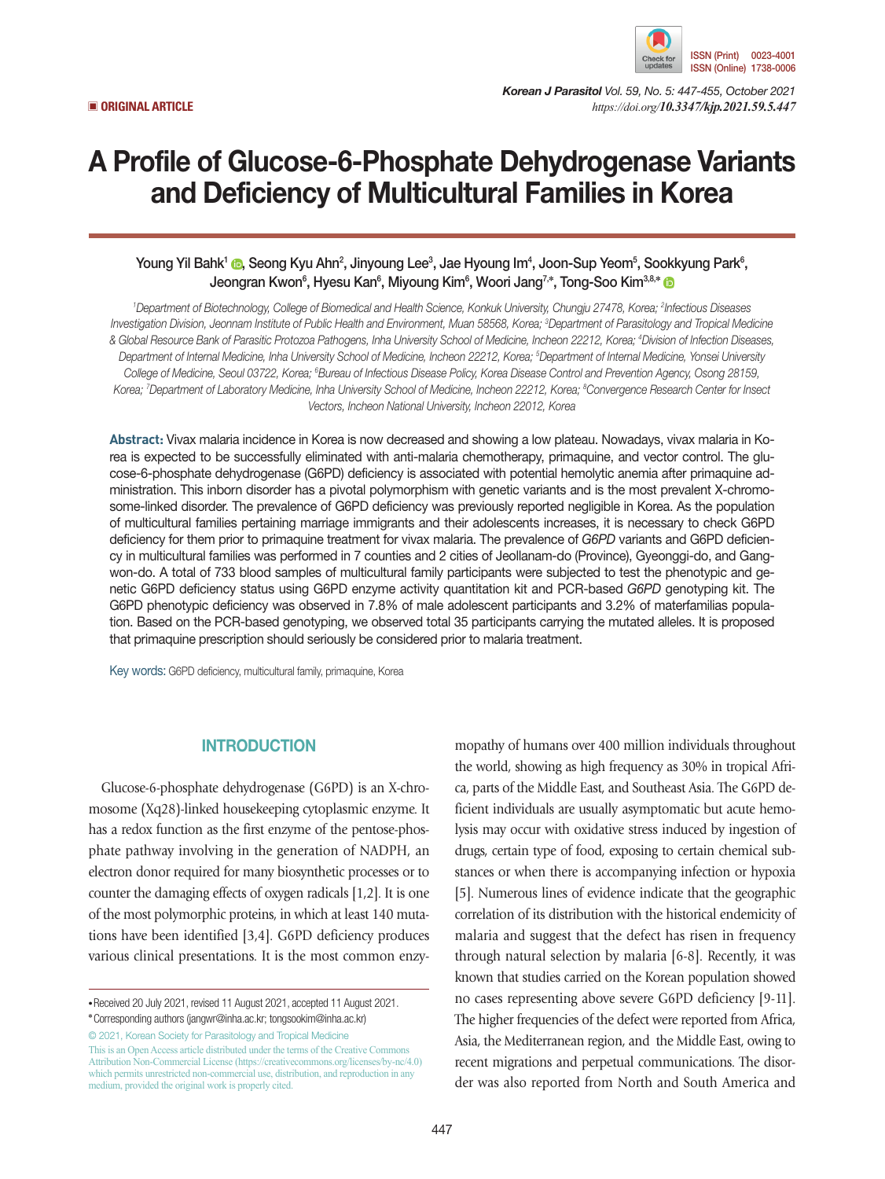ORIGINAL ARTICLE

https://doi.org/10.3347/kjp.2021.59.5.447

# A Profile of Glucose-6-Phosphate Dehydrogenase Variants and Deficiency of Multicultural Families in Korea

Young Yil Bahk[1], Seong Kyu Ahn[2], Jinyoung Lee[3], Jae Hyoung Im[4], Joon-Sup Yeom[5], Sookkyung Park[6], Jeongran Kwon[6], Hyesu Kan[6], Miyoung Kim[6], Woori Jang[7,*], Tong-Soo Kim[3,8,*]

[1]Department of Biotechnology, College of Biomedical and Health Science, Konkuk University, Chungju 27478, Korea; [2]Infectious Diseases Investigation Division, Jeonnam Institute of Public Health and Environment, Muan 58568, Korea; [3]Department of Parasitology and Tropical Medicine & Global Resource Bank of Parasitic Protozoa Pathogens, Inha University School of Medicine, Incheon 22212, Korea; [4]Division of Infection Diseases, Department of Internal Medicine, Inha University School of Medicine, Incheon 22212, Korea; [5]Department of Internal Medicine, Yonsei University College of Medicine, Seoul 03722, Korea; [6]Bureau of Infectious Disease Policy, Korea Disease Control and Prevention Agency, Osong 28159, Korea; [7]Department of Laboratory Medicine, Inha University School of Medicine, Incheon 22212, Korea; [8]Convergence Research Center for Insect Vectors, Incheon National University, Incheon 22012, Korea

**Abstract:** Vivax malaria incidence in Korea is now decreased and showing a low plateau. Nowadays, vivax malaria in Korea is expected to be successfully eliminated with anti-malaria chemotherapy, primaquine, and vector control. The glucose-6-phosphate dehydrogenase (G6PD) deficiency is associated with potential hemolytic anemia after primaquine administration. This inborn disorder has a pivotal polymorphism with genetic variants and is the most prevalent X-chromosome-linked disorder. The prevalence of G6PD deficiency was previously reported negligible in Korea. As the population of multicultural families pertaining marriage immigrants and their adolescents increases, it is necessary to check G6PD deficiency for them prior to primaquine treatment for vivax malaria. The prevalence of *G6PD* variants and G6PD deficiency in multicultural families was performed in 7 counties and 2 cities of Jeollanam-do (Province), Gyeonggi-do, and Gangwon-do. A total of 733 blood samples of multicultural family participants were subjected to test the phenotypic and genetic G6PD deficiency status using G6PD enzyme activity quantitation kit and PCR-based *G6PD* genotyping kit. The G6PD phenotypic deficiency was observed in 7.8% of male adolescent participants and 3.2% of materfamilias population. Based on the PCR-based genotyping, we observed total 35 participants carrying the mutated alleles. It is proposed that primaquine prescription should seriously be considered prior to malaria treatment.

Key words: G6PD deficiency, multicultural family, primaquine, Korea

## INTRODUCTION

Glucose-6-phosphate dehydrogenase (G6PD) is an X-chromosome (Xq28)-linked housekeeping cytoplasmic enzyme. It has a redox function as the first enzyme of the pentose-phosphate pathway involving in the generation of NADPH, an electron donor required for many biosynthetic processes or to counter the damaging effects of oxygen radicals [1,2]. It is one of the most polymorphic proteins, in which at least 140 mutations have been identified [3,4]. G6PD deficiency produces various clinical presentations. It is the most common enzymopathy of humans over 400 million individuals throughout the world, showing as high frequency as 30% in tropical Africa, parts of the Middle East, and Southeast Asia. The G6PD deficient individuals are usually asymptomatic but acute hemolysis may occur with oxidative stress induced by ingestion of drugs, certain type of food, exposing to certain chemical substances or when there is accompanying infection or hypoxia [5]. Numerous lines of evidence indicate that the geographic correlation of its distribution with the historical endemicity of malaria and suggest that the defect has risen in frequency through natural selection by malaria [6-8]. Recently, it was known that studies carried on the Korean population showed no cases representing above severe G6PD deficiency [9-11]. The higher frequencies of the defect were reported from Africa, Asia, the Mediterranean region, and the Middle East, owing to recent migrations and perpetual communications. The disorder was also reported from North and South America and

• Received 20 July 2021, revised 11 August 2021, accepted 11 August 2021.
* Corresponding authors (jangwr@inha.ac.kr; tongsookim@inha.ac.kr)

© 2021, Korean Society for Parasitology and Tropical Medicine
This is an Open Access article distributed under the terms of the Creative Commons Attribution Non-Commercial License (https://creativecommons.org/licenses/by-nc/4.0) which permits unrestricted non-commercial use, distribution, and reproduction in any medium, provided the original work is properly cited.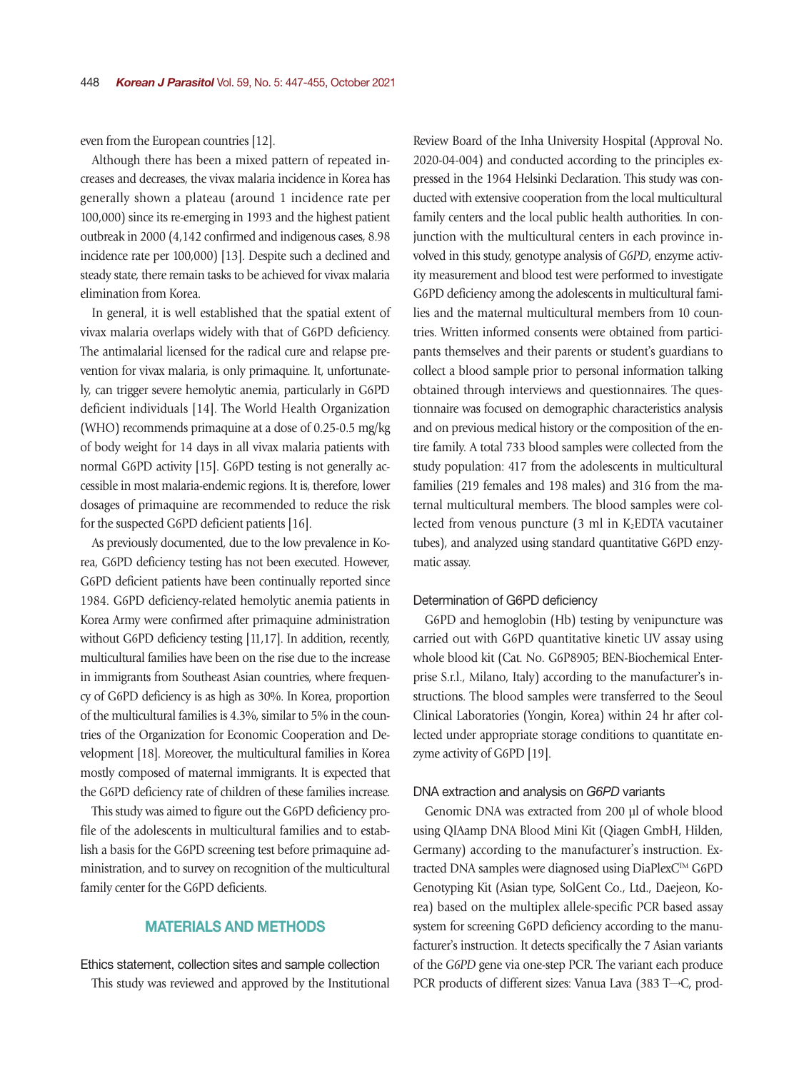even from the European countries [12].

Although there has been a mixed pattern of repeated increases and decreases, the vivax malaria incidence in Korea has generally shown a plateau (around 1 incidence rate per 100,000) since its re-emerging in 1993 and the highest patient outbreak in 2000 (4,142 confirmed and indigenous cases, 8.98 incidence rate per 100,000) [13]. Despite such a declined and steady state, there remain tasks to be achieved for vivax malaria elimination from Korea.

In general, it is well established that the spatial extent of vivax malaria overlaps widely with that of G6PD deficiency. The antimalarial licensed for the radical cure and relapse prevention for vivax malaria, is only primaquine. It, unfortunately, can trigger severe hemolytic anemia, particularly in G6PD deficient individuals [14]. The World Health Organization (WHO) recommends primaquine at a dose of 0.25-0.5 mg/kg of body weight for 14 days in all vivax malaria patients with normal G6PD activity [15]. G6PD testing is not generally accessible in most malaria-endemic regions. It is, therefore, lower dosages of primaquine are recommended to reduce the risk for the suspected G6PD deficient patients [16].

As previously documented, due to the low prevalence in Korea, G6PD deficiency testing has not been executed. However, G6PD deficient patients have been continually reported since 1984. G6PD deficiency-related hemolytic anemia patients in Korea Army were confirmed after primaquine administration without G6PD deficiency testing [11,17]. In addition, recently, multicultural families have been on the rise due to the increase in immigrants from Southeast Asian countries, where frequency of G6PD deficiency is as high as 30%. In Korea, proportion of the multicultural families is 4.3%, similar to 5% in the countries of the Organization for Economic Cooperation and Development [18]. Moreover, the multicultural families in Korea mostly composed of maternal immigrants. It is expected that the G6PD deficiency rate of children of these families increase.

This study was aimed to figure out the G6PD deficiency profile of the adolescents in multicultural families and to establish a basis for the G6PD screening test before primaquine administration, and to survey on recognition of the multicultural family center for the G6PD deficients.

## MATERIALS AND METHODS

### Ethics statement, collection sites and sample collection

This study was reviewed and approved by the Institutional Review Board of the Inha University Hospital (Approval No. 2020-04-004) and conducted according to the principles expressed in the 1964 Helsinki Declaration. This study was conducted with extensive cooperation from the local multicultural family centers and the local public health authorities. In conjunction with the multicultural centers in each province involved in this study, genotype analysis of *G6PD*, enzyme activity measurement and blood test were performed to investigate G6PD deficiency among the adolescents in multicultural families and the maternal multicultural members from 10 countries. Written informed consents were obtained from participants themselves and their parents or student's guardians to collect a blood sample prior to personal information talking obtained through interviews and questionnaires. The questionnaire was focused on demographic characteristics analysis and on previous medical history or the composition of the entire family. A total 733 blood samples were collected from the study population: 417 from the adolescents in multicultural families (219 females and 198 males) and 316 from the maternal multicultural members. The blood samples were collected from venous puncture (3 ml in $K_2$EDTA vacutainer tubes), and analyzed using standard quantitative G6PD enzymatic assay.

### Determination of G6PD deficiency

G6PD and hemoglobin (Hb) testing by venipuncture was carried out with G6PD quantitative kinetic UV assay using whole blood kit (Cat. No. G6P8905; BEN-Biochemical Enterprise S.r.l., Milano, Italy) according to the manufacturer's instructions. The blood samples were transferred to the Seoul Clinical Laboratories (Yongin, Korea) within 24 hr after collected under appropriate storage conditions to quantitate enzyme activity of G6PD [19].

### DNA extraction and analysis on *G6PD* variants

Genomic DNA was extracted from 200 μl of whole blood using QIAamp DNA Blood Mini Kit (Qiagen GmbH, Hilden, Germany) according to the manufacturer's instruction. Extracted DNA samples were diagnosed using DiaPlexC™ G6PD Genotyping Kit (Asian type, SolGent Co., Ltd., Daejeon, Korea) based on the multiplex allele-specific PCR based assay system for screening G6PD deficiency according to the manufacturer's instruction. It detects specifically the 7 Asian variants of the *G6PD* gene via one-step PCR. The variant each produce PCR products of different sizes: Vanua Lava (383 T→C, prod-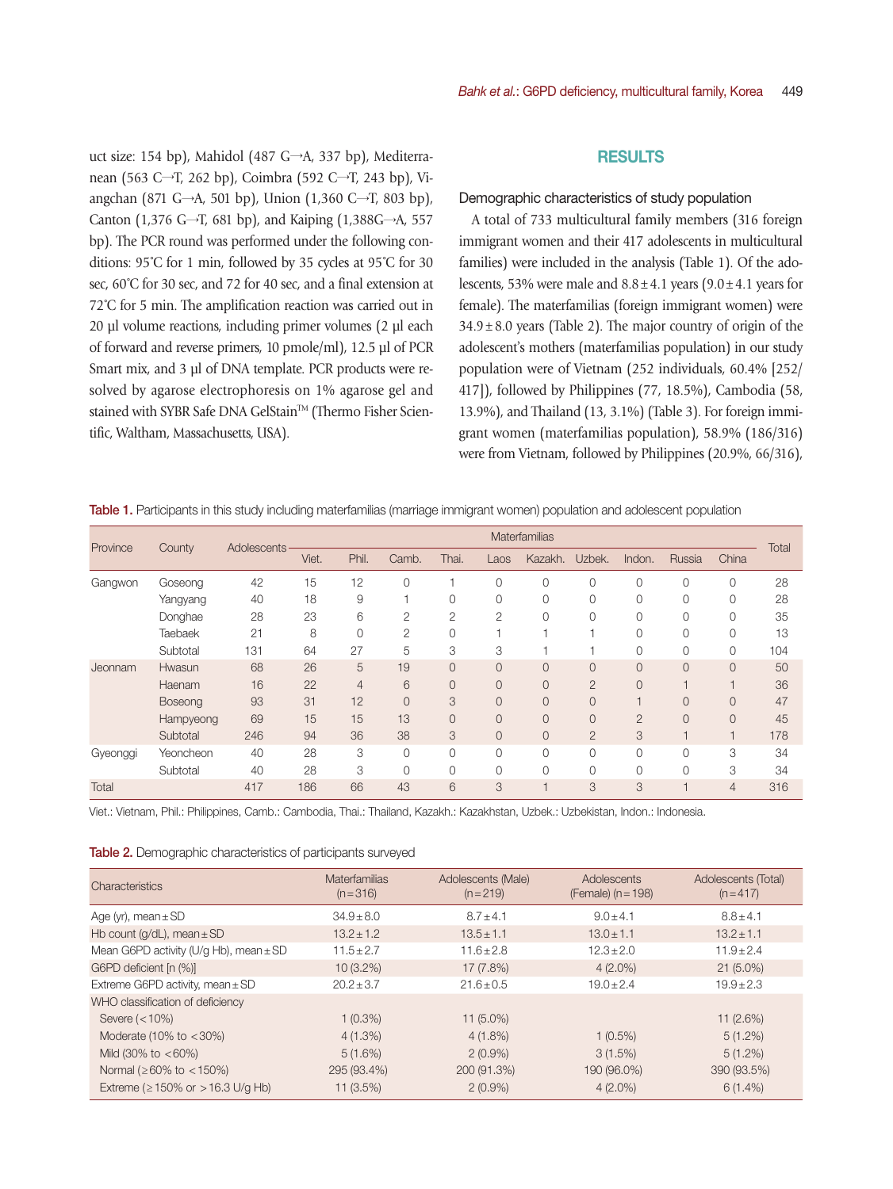uct size: 154 bp), Mahidol (487 G→A, 337 bp), Mediterranean (563 C→T, 262 bp), Coimbra (592 C→T, 243 bp), Viangchan (871 G→A, 501 bp), Union (1,360 C→T, 803 bp), Canton (1,376 G→T, 681 bp), and Kaiping (1,388G→A, 557 bp). The PCR round was performed under the following conditions: 95˚C for 1 min, followed by 35 cycles at 95˚C for 30 sec, 60˚C for 30 sec, and 72 for 40 sec, and a final extension at 72˚C for 5 min. The amplification reaction was carried out in 20 µl volume reactions, including primer volumes (2 µl each of forward and reverse primers, 10 pmole/ml), 12.5 µl of PCR Smart mix, and 3 µl of DNA template. PCR products were resolved by agarose electrophoresis on 1% agarose gel and stained with SYBR Safe DNA GelStain™ (Thermo Fisher Scientific, Waltham, Massachusetts, USA).

## RESULTS

### Demographic characteristics of study population

A total of 733 multicultural family members (316 foreign immigrant women and their 417 adolescents in multicultural families) were included in the analysis (Table 1). Of the adolescents, 53% were male and 8.8±4.1 years (9.0±4.1 years for female). The materfamilias (foreign immigrant women) were 34.9±8.0 years (Table 2). The major country of origin of the adolescent's mothers (materfamilias population) in our study population were of Vietnam (252 individuals, 60.4% [252/417]), followed by Philippines (77, 18.5%), Cambodia (58, 13.9%), and Thailand (13, 3.1%) (Table 3). For foreign immigrant women (materfamilias population), 58.9% (186/316) were from Vietnam, followed by Philippines (20.9%, 66/316),

**Table 1.** Participants in this study including materfamilias (marriage immigrant women) population and adolescent population

| Province | County | Adolescents | Materfamilias | | | | | | | | | | Total |
|---|---|---|---|---|---|---|---|---|---|---|---|---|---|
| | | | Viet. | Phil. | Camb. | Thai. | Laos | Kazakh. | Uzbek. | Indon. | Russia | China | |
| Gangwon | Goseong | 42 | 15 | 12 | 0 | 1 | 0 | 0 | 0 | 0 | 0 | 0 | 28 |
| | Yangyang | 40 | 18 | 9 | 1 | 0 | 0 | 0 | 0 | 0 | 0 | 0 | 28 |
| | Donghae | 28 | 23 | 6 | 2 | 2 | 2 | 0 | 0 | 0 | 0 | 0 | 35 |
| | Taebaek | 21 | 8 | 0 | 2 | 0 | 1 | 1 | 1 | 0 | 0 | 0 | 13 |
| | Subtotal | 131 | 64 | 27 | 5 | 3 | 3 | 1 | 1 | 0 | 0 | 0 | 104 |
| Jeonnam | Hwasun | 68 | 26 | 5 | 19 | 0 | 0 | 0 | 0 | 0 | 0 | 0 | 50 |
| | Haenam | 16 | 22 | 4 | 6 | 0 | 0 | 0 | 2 | 0 | 1 | 1 | 36 |
| | Boseong | 93 | 31 | 12 | 0 | 3 | 0 | 0 | 0 | 1 | 0 | 0 | 47 |
| | Hampyeong | 69 | 15 | 15 | 13 | 0 | 0 | 0 | 0 | 2 | 0 | 0 | 45 |
| | Subtotal | 246 | 94 | 36 | 38 | 3 | 0 | 0 | 2 | 3 | 1 | 1 | 178 |
| Gyeonggi | Yeoncheon | 40 | 28 | 3 | 0 | 0 | 0 | 0 | 0 | 0 | 0 | 3 | 34 |
| | Subtotal | 40 | 28 | 3 | 0 | 0 | 0 | 0 | 0 | 0 | 0 | 3 | 34 |
| Total | | 417 | 186 | 66 | 43 | 6 | 3 | 1 | 3 | 3 | 1 | 4 | 316 |

Viet.: Vietnam, Phil.: Philippines, Camb.: Cambodia, Thai.: Thailand, Kazakh.: Kazakhstan, Uzbek.: Uzbekistan, Indon.: Indonesia.

**Table 2.** Demographic characteristics of participants surveyed

| Characteristics | Materfamilias (n=316) | Adolescents (Male) (n=219) | Adolescents (Female) (n=198) | Adolescents (Total) (n=417) |
|---|---|---|---|---|
| Age (yr), mean±SD | 34.9±8.0 | 8.7±4.1 | 9.0±4.1 | 8.8±4.1 |
| Hb count (g/dL), mean±SD | 13.2±1.2 | 13.5±1.1 | 13.0±1.1 | 13.2±1.1 |
| Mean G6PD activity (U/g Hb), mean±SD | 11.5±2.7 | 11.6±2.8 | 12.3±2.0 | 11.9±2.4 |
| G6PD deficient [n (%)] | 10 (3.2%) | 17 (7.8%) | 4 (2.0%) | 21 (5.0%) |
| Extreme G6PD activity, mean±SD | 20.2±3.7 | 21.6±0.5 | 19.0±2.4 | 19.9±2.3 |
| WHO classification of deficiency | | | | |
| Severe (<10%) | 1 (0.3%) | 11 (5.0%) | | 11 (2.6%) |
| Moderate (10% to <30%) | 4 (1.3%) | 4 (1.8%) | 1 (0.5%) | 5 (1.2%) |
| Mild (30% to <60%) | 5 (1.6%) | 2 (0.9%) | 3 (1.5%) | 5 (1.2%) |
| Normal (≥60% to <150%) | 295 (93.4%) | 200 (91.3%) | 190 (96.0%) | 390 (93.5%) |
| Extreme (≥150% or >16.3 U/g Hb) | 11 (3.5%) | 2 (0.9%) | 4 (2.0%) | 6 (1.4%) |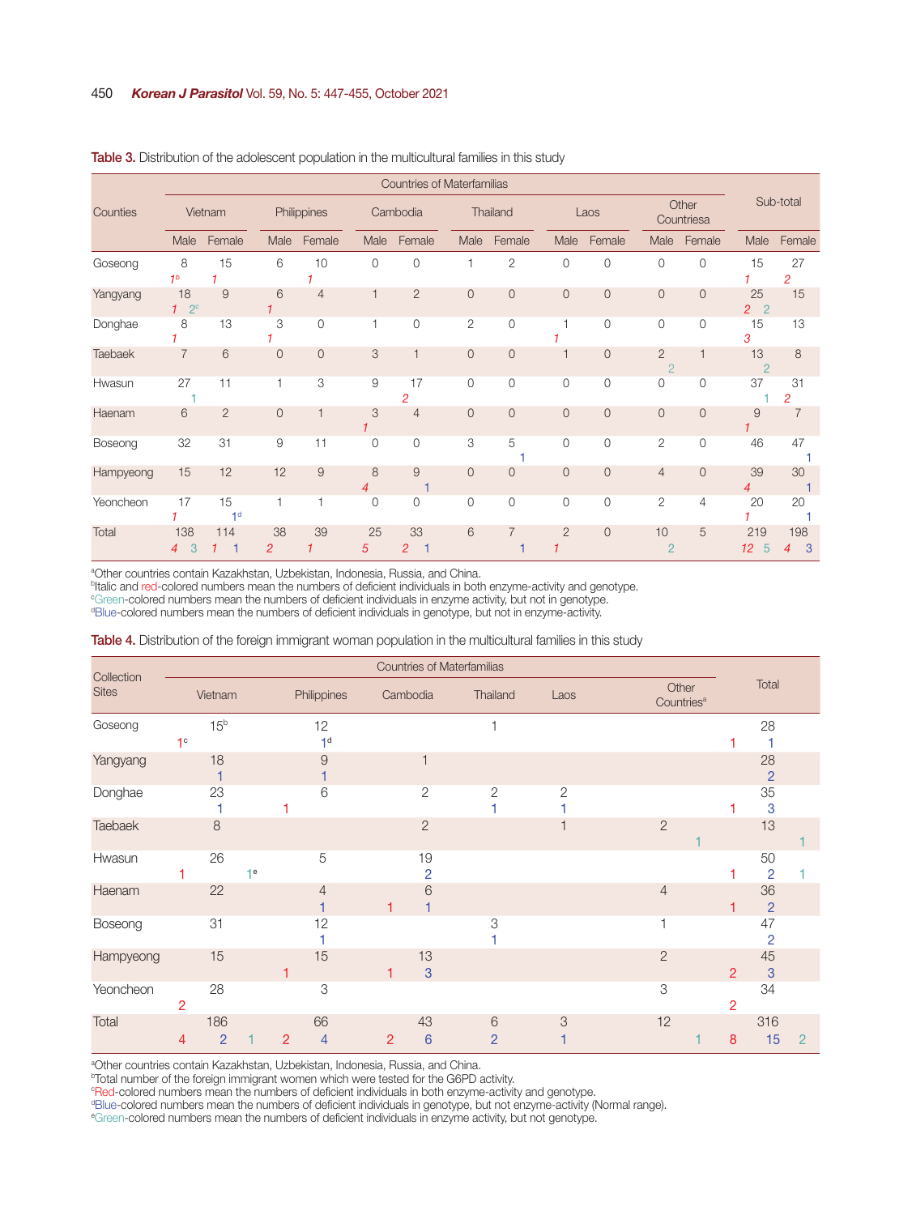**Table 3.** Distribution of the adolescent population in the multicultural families in this study

| Counties | Countries of Materfamilias | | | | | | | | | | | | Sub-total | |
|---|---|---|---|---|---|---|---|---|---|---|---|---|---|---|
| | Vietnam | | Philippines | | Cambodia | | Thailand | | Laos | | Other Countries[a] | | | |
| | Male | Female | Male | Female | Male | Female | Male | Female | Male | Female | Male | Female | Male | Female |
| Goseong | 8<br>*1*[b] | 15<br>*1* | 6 | 10<br>*1* | 0 | 0 | 1 | 2 | 0 | 0 | 0 | 0 | 15<br>*1* | 27<br>*2* |
| Yangyang | 18<br>*1* 2[c] | 9 | 6<br>*1* | 4 | 1 | 2 | 0 | 0 | 0 | 0 | 0 | 0 | 25<br>*2* 2 | 15 |
| Donghae | 8<br>*1* | 13 | 3<br>*1* | 0 | 1 | 0 | 2 | 0 | 1<br>*1* | 0 | 0 | 0 | 15<br>*3* | 13 |
| Taebaek | 7 | 6 | 0 | 0 | 3 | 1 | 0 | 0 | 1 | 0 | 2<br>2 | 1 | 13<br>2 | 8 |
| Hwasun | 27<br>1 | 11 | 1 | 3 | 9 | 17<br>*2* | 0 | 0 | 0 | 0 | 0 | 0 | 37<br>1 | 31<br>*2* |
| Haenam | 6 | 2 | 0 | 1 | 3<br>*1* | 4 | 0 | 0 | 0 | 0 | 0 | 0 | 9<br>*1* | 7 |
| Boseong | 32 | 31 | 9 | 11 | 0 | 0 | 3 | 5<br>1 | 0 | 0 | 2 | 0 | 46 | 47<br>1 |
| Hampyeong | 15 | 12 | 12 | 9 | 8<br>*4* | 9<br>1 | 0 | 0 | 0 | 0 | 4 | 0 | 39<br>*4* | 30<br>1 |
| Yeoncheon | 17<br>*1* | 15<br>1[d] | 1 | 1 | 0 | 0 | 0 | 0 | 0 | 0 | 2 | 4 | 20<br>*1* | 20<br>1 |
| Total | 138<br>*4* 3 | 114<br>*1* 1 | 38<br>*2* | 39<br>*1* | 25<br>*5* | 33<br>*2* 1 | 6 | 7<br>1 | 2<br>*1* | 0 | 10<br>2 | 5 | 219<br>*12* 5 | 198<br>*4* 3 |

[a]Other countries contain Kazakhstan, Uzbekistan, Indonesia, Russia, and China.
[b]Italic and red-colored numbers mean the numbers of deficient individuals in both enzyme-activity and genotype.
[c]Green-colored numbers mean the numbers of deficient individuals in enzyme activity, but not in genotype.
[d]Blue-colored numbers mean the numbers of deficient individuals in genotype, but not in enzyme-activity.

**Table 4.** Distribution of the foreign immigrant woman population in the multicultural families in this study

| Collection Sites | Countries of Materfamilias | | | | | | Total |
|---|---|---|---|---|---|---|---|
| | Vietnam | Philippines | Cambodia | Thailand | Laos | Other Countries[a] | |
| Goseong | 15[b]<br>1[c] | 12<br>1[d] | | 1 | | | 28<br>1 1 |
| Yangyang | 18<br>1 | 9<br>1 | 1 | | | | 28<br>2 |
| Donghae | 23<br>1 | 6<br>1 | 2 | 2<br>1 | 2<br>1 | | 35<br>1 3 |
| Taebaek | 8 | | 2 | | 1 | 2<br>1 | 13<br>1 |
| Hwasun | 26<br>1 1[e] | 5 | 19<br>2 | | | | 50<br>1 2 1 |
| Haenam | 22 | 4<br>1 | 6<br>1 1 | | | 4 | 36<br>1 2 |
| Boseong | 31 | 12<br>1 | | 3<br>1 | | 1 | 47<br>2 |
| Hampyeong | 15 | 15<br>1 | 13<br>1 3 | | | 2 | 45<br>2 3 |
| Yeoncheon | 28<br>2 | 3 | | | | 3 | 34<br>2 |
| Total | 186<br>4 2 1 | 66<br>2 4 | 43<br>2 6 | 6<br>2 | 3<br>1 | 12<br>1 | 316<br>8 15 2 |

[a]Other countries contain Kazakhstan, Uzbekistan, Indonesia, Russia, and China.
[b]Total number of the foreign immigrant women which were tested for the G6PD activity.
[c]Red-colored numbers mean the numbers of deficient individuals in both enzyme-activity and genotype.
[d]Blue-colored numbers mean the numbers of deficient individuals in genotype, but not enzyme-activity (Normal range).
[e]Green-colored numbers mean the numbers of deficient individuals in enzyme activity, but not genotype.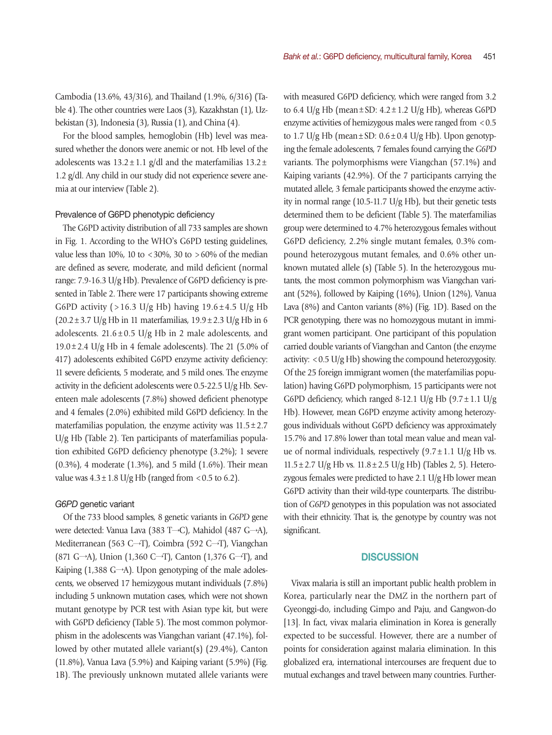Cambodia (13.6%, 43/316), and Thailand (1.9%, 6/316) (Table 4). The other countries were Laos (3), Kazakhstan (1), Uzbekistan (3), Indonesia (3), Russia (1), and China (4).

For the blood samples, hemoglobin (Hb) level was measured whether the donors were anemic or not. Hb level of the adolescents was 13.2±1.1 g/dl and the materfamilias 13.2±1.2 g/dl. Any child in our study did not experience severe anemia at our interview (Table 2).

### Prevalence of G6PD phenotypic deficiency

The G6PD activity distribution of all 733 samples are shown in Fig. 1. According to the WHO's G6PD testing guidelines, value less than 10%, 10 to <30%, 30 to >60% of the median are defined as severe, moderate, and mild deficient (normal range: 7.9-16.3 U/g Hb). Prevalence of G6PD deficiency is presented in Table 2. There were 17 participants showing extreme G6PD activity (>16.3 U/g Hb) having 19.6±4.5 U/g Hb (20.2±3.7 U/g Hb in 11 materfamilias, 19.9±2.3 U/g Hb in 6 adolescents. 21.6±0.5 U/g Hb in 2 male adolescents, and 19.0±2.4 U/g Hb in 4 female adolescents). The 21 (5.0% of 417) adolescents exhibited G6PD enzyme activity deficiency: 11 severe deficients, 5 moderate, and 5 mild ones. The enzyme activity in the deficient adolescents were 0.5-22.5 U/g Hb. Seventeen male adolescents (7.8%) showed deficient phenotype and 4 females (2.0%) exhibited mild G6PD deficiency. In the materfamilias population, the enzyme activity was 11.5±2.7 U/g Hb (Table 2). Ten participants of materfamilias population exhibited G6PD deficiency phenotype (3.2%); 1 severe (0.3%), 4 moderate (1.3%), and 5 mild (1.6%). Their mean value was 4.3±1.8 U/g Hb (ranged from <0.5 to 6.2).

### *G6PD* genetic variant

Of the 733 blood samples, 8 genetic variants in *G6PD* gene were detected: Vanua Lava (383 T→C), Mahidol (487 G→A), Mediterranean (563 C→T), Coimbra (592 C→T), Viangchan (871 G→A), Union (1,360 C→T), Canton (1,376 G→T), and Kaiping (1,388 G→A). Upon genotyping of the male adolescents, we observed 17 hemizygous mutant individuals (7.8%) including 5 unknown mutation cases, which were not shown mutant genotype by PCR test with Asian type kit, but were with G6PD deficiency (Table 5). The most common polymorphism in the adolescents was Viangchan variant (47.1%), followed by other mutated allele variant(s) (29.4%), Canton (11.8%), Vanua Lava (5.9%) and Kaiping variant (5.9%) (Fig. 1B). The previously unknown mutated allele variants were with measured G6PD deficiency, which were ranged from 3.2 to 6.4 U/g Hb (mean±SD: 4.2±1.2 U/g Hb), whereas G6PD enzyme activities of hemizygous males were ranged from <0.5 to 1.7 U/g Hb (mean±SD: 0.6±0.4 U/g Hb). Upon genotyping the female adolescents, 7 females found carrying the *G6PD* variants. The polymorphisms were Viangchan (57.1%) and Kaiping variants (42.9%). Of the 7 participants carrying the mutated allele, 3 female participants showed the enzyme activity in normal range (10.5-11.7 U/g Hb), but their genetic tests determined them to be deficient (Table 5). The materfamilias group were determined to 4.7% heterozygous females without G6PD deficiency, 2.2% single mutant females, 0.3% compound heterozygous mutant females, and 0.6% other unknown mutated allele (s) (Table 5). In the heterozygous mutants, the most common polymorphism was Viangchan variant (52%), followed by Kaiping (16%), Union (12%), Vanua Lava (8%) and Canton variants (8%) (Fig. 1D). Based on the PCR genotyping, there was no homozygous mutant in immigrant women participant. One participant of this population carried double variants of Viangchan and Canton (the enzyme activity: <0.5 U/g Hb) showing the compound heterozygosity. Of the 25 foreign immigrant women (the materfamilias population) having G6PD polymorphism, 15 participants were not G6PD deficiency, which ranged 8-12.1 U/g Hb (9.7±1.1 U/g Hb). However, mean G6PD enzyme activity among heterozygous individuals without G6PD deficiency was approximately 15.7% and 17.8% lower than total mean value and mean value of normal individuals, respectively (9.7±1.1 U/g Hb vs. 11.5±2.7 U/g Hb vs. 11.8±2.5 U/g Hb) (Tables 2, 5). Heterozygous females were predicted to have 2.1 U/g Hb lower mean G6PD activity than their wild-type counterparts. The distribution of *G6PD* genotypes in this population was not associated with their ethnicity. That is, the genotype by country was not significant.

## DISCUSSION

Vivax malaria is still an important public health problem in Korea, particularly near the DMZ in the northern part of Gyeonggi-do, including Gimpo and Paju, and Gangwon-do [13]. In fact, vivax malaria elimination in Korea is generally expected to be successful. However, there are a number of points for consideration against malaria elimination. In this globalized era, international intercourses are frequent due to mutual exchanges and travel between many countries. Further-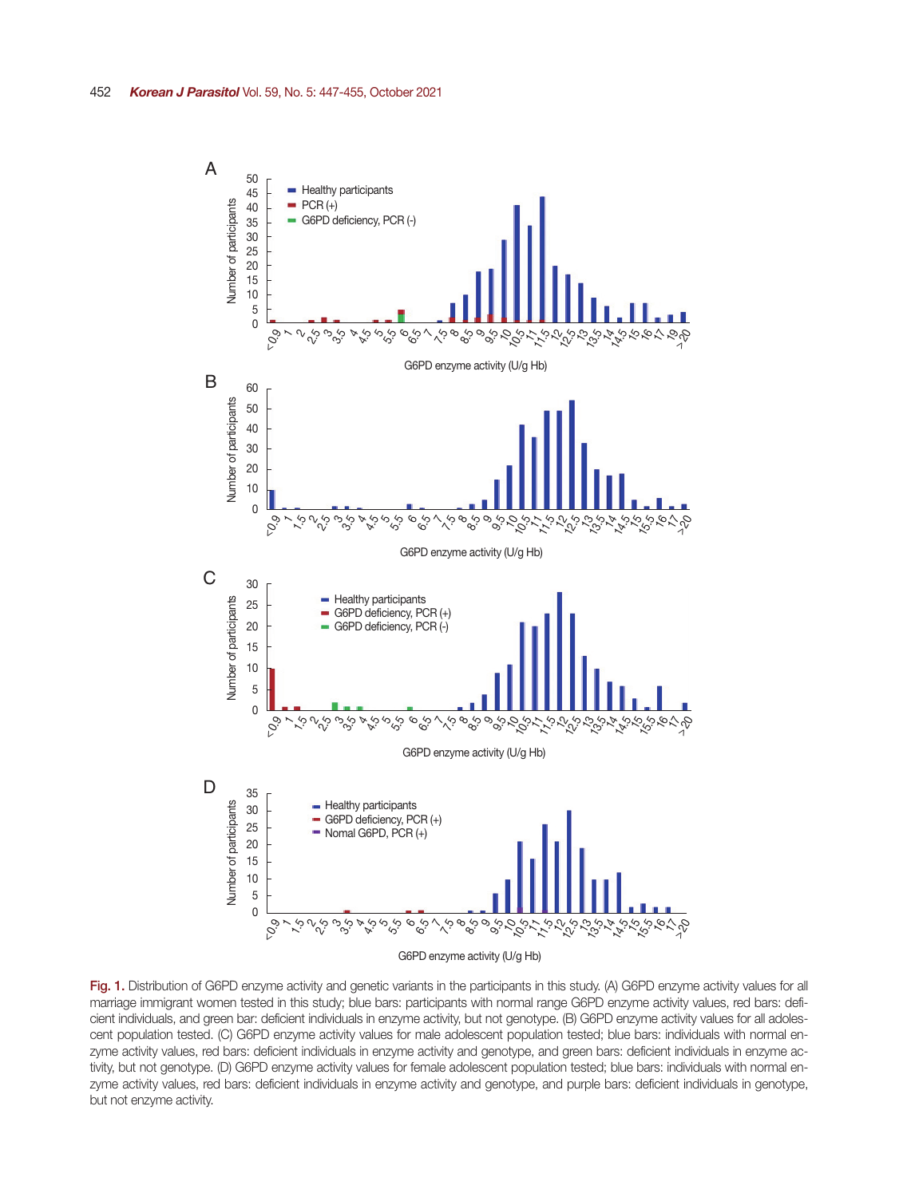Fig. 1. Distribution of G6PD enzyme activity and genetic variants in the participants in this study. (A) G6PD enzyme activity values for all marriage immigrant women tested in this study; blue bars: participants with normal range G6PD enzyme activity values, red bars: deficient individuals, and green bar: deficient individuals in enzyme activity, but not genotype. (B) G6PD enzyme activity values for all adolescent population tested. (C) G6PD enzyme activity values for male adolescent population tested; blue bars: individuals with normal enzyme activity values, red bars: deficient individuals in enzyme activity and genotype, and green bars: deficient individuals in enzyme activity, but not genotype. (D) G6PD enzyme activity values for female adolescent population tested; blue bars: individuals with normal enzyme activity values, red bars: deficient individuals in enzyme activity and genotype, and purple bars: deficient individuals in genotype, but not enzyme activity.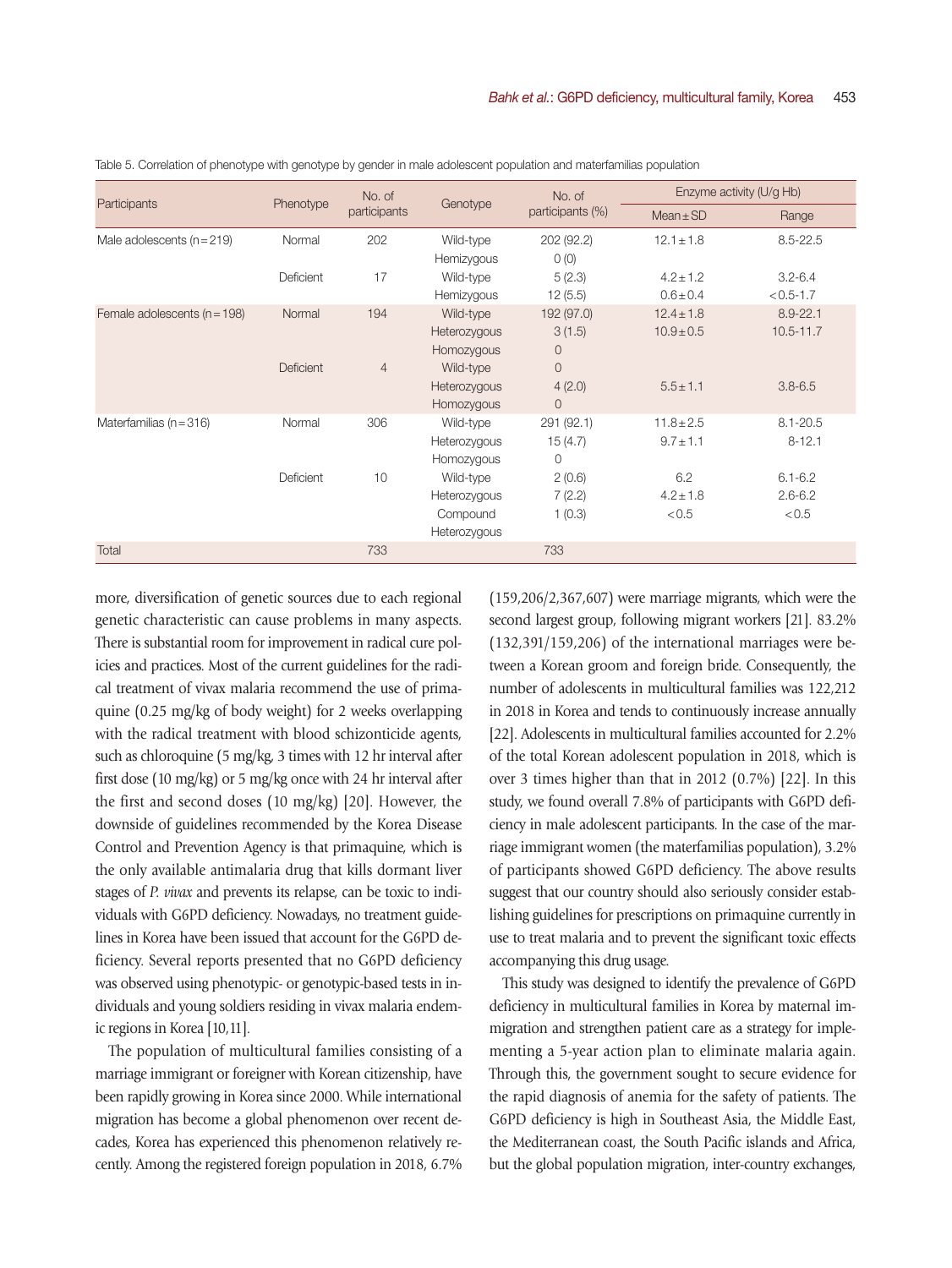Table 5. Correlation of phenotype with genotype by gender in male adolescent population and materfamilias population

| Participants | Phenotype | No. of participants | Genotype | No. of participants (%) | Enzyme activity (U/g Hb) | |
|---|---|---|---|---|---|---|
| | | | | | Mean ± SD | Range |
| Male adolescents (n = 219) | Normal | 202 | Wild-type | 202 (92.2) | 12.1 ± 1.8 | 8.5-22.5 |
| | | | Hemizygous | 0 (0) | | |
| | Deficient | 17 | Wild-type | 5 (2.3) | 4.2 ± 1.2 | 3.2-6.4 |
| | | | Hemizygous | 12 (5.5) | 0.6 ± 0.4 | < 0.5-1.7 |
| Female adolescents (n = 198) | Normal | 194 | Wild-type | 192 (97.0) | 12.4 ± 1.8 | 8.9-22.1 |
| | | | Heterozygous | 3 (1.5) | 10.9 ± 0.5 | 10.5-11.7 |
| | | | Homozygous | 0 | | |
| | Deficient | 4 | Wild-type | 0 | | |
| | | | Heterozygous | 4 (2.0) | 5.5 ± 1.1 | 3.8-6.5 |
| | | | Homozygous | 0 | | |
| Materfamilias (n = 316) | Normal | 306 | Wild-type | 291 (92.1) | 11.8 ± 2.5 | 8.1-20.5 |
| | | | Heterozygous | 15 (4.7) | 9.7 ± 1.1 | 8-12.1 |
| | | | Homozygous | 0 | | |
| | Deficient | 10 | Wild-type | 2 (0.6) | 6.2 | 6.1-6.2 |
| | | | Heterozygous | 7 (2.2) | 4.2 ± 1.8 | 2.6-6.2 |
| | | | Compound Heterozygous | 1 (0.3) | < 0.5 | < 0.5 |
| Total | | 733 | | 733 | | |

more, diversification of genetic sources due to each regional genetic characteristic can cause problems in many aspects. There is substantial room for improvement in radical cure policies and practices. Most of the current guidelines for the radical treatment of vivax malaria recommend the use of primaquine (0.25 mg/kg of body weight) for 2 weeks overlapping with the radical treatment with blood schizonticide agents, such as chloroquine (5 mg/kg, 3 times with 12 hr interval after first dose (10 mg/kg) or 5 mg/kg once with 24 hr interval after the first and second doses (10 mg/kg) [20]. However, the downside of guidelines recommended by the Korea Disease Control and Prevention Agency is that primaquine, which is the only available antimalaria drug that kills dormant liver stages of *P. vivax* and prevents its relapse, can be toxic to individuals with G6PD deficiency. Nowadays, no treatment guidelines in Korea have been issued that account for the G6PD deficiency. Several reports presented that no G6PD deficiency was observed using phenotypic- or genotypic-based tests in individuals and young soldiers residing in vivax malaria endemic regions in Korea [10,11].

The population of multicultural families consisting of a marriage immigrant or foreigner with Korean citizenship, have been rapidly growing in Korea since 2000. While international migration has become a global phenomenon over recent decades, Korea has experienced this phenomenon relatively recently. Among the registered foreign population in 2018, 6.7% (159,206/2,367,607) were marriage migrants, which were the second largest group, following migrant workers [21]. 83.2% (132,391/159,206) of the international marriages were between a Korean groom and foreign bride. Consequently, the number of adolescents in multicultural families was 122,212 in 2018 in Korea and tends to continuously increase annually [22]. Adolescents in multicultural families accounted for 2.2% of the total Korean adolescent population in 2018, which is over 3 times higher than that in 2012 (0.7%) [22]. In this study, we found overall 7.8% of participants with G6PD deficiency in male adolescent participants. In the case of the marriage immigrant women (the materfamilias population), 3.2% of participants showed G6PD deficiency. The above results suggest that our country should also seriously consider establishing guidelines for prescriptions on primaquine currently in use to treat malaria and to prevent the significant toxic effects accompanying this drug usage.

This study was designed to identify the prevalence of G6PD deficiency in multicultural families in Korea by maternal immigration and strengthen patient care as a strategy for implementing a 5-year action plan to eliminate malaria again. Through this, the government sought to secure evidence for the rapid diagnosis of anemia for the safety of patients. The G6PD deficiency is high in Southeast Asia, the Middle East, the Mediterranean coast, the South Pacific islands and Africa, but the global population migration, inter-country exchanges,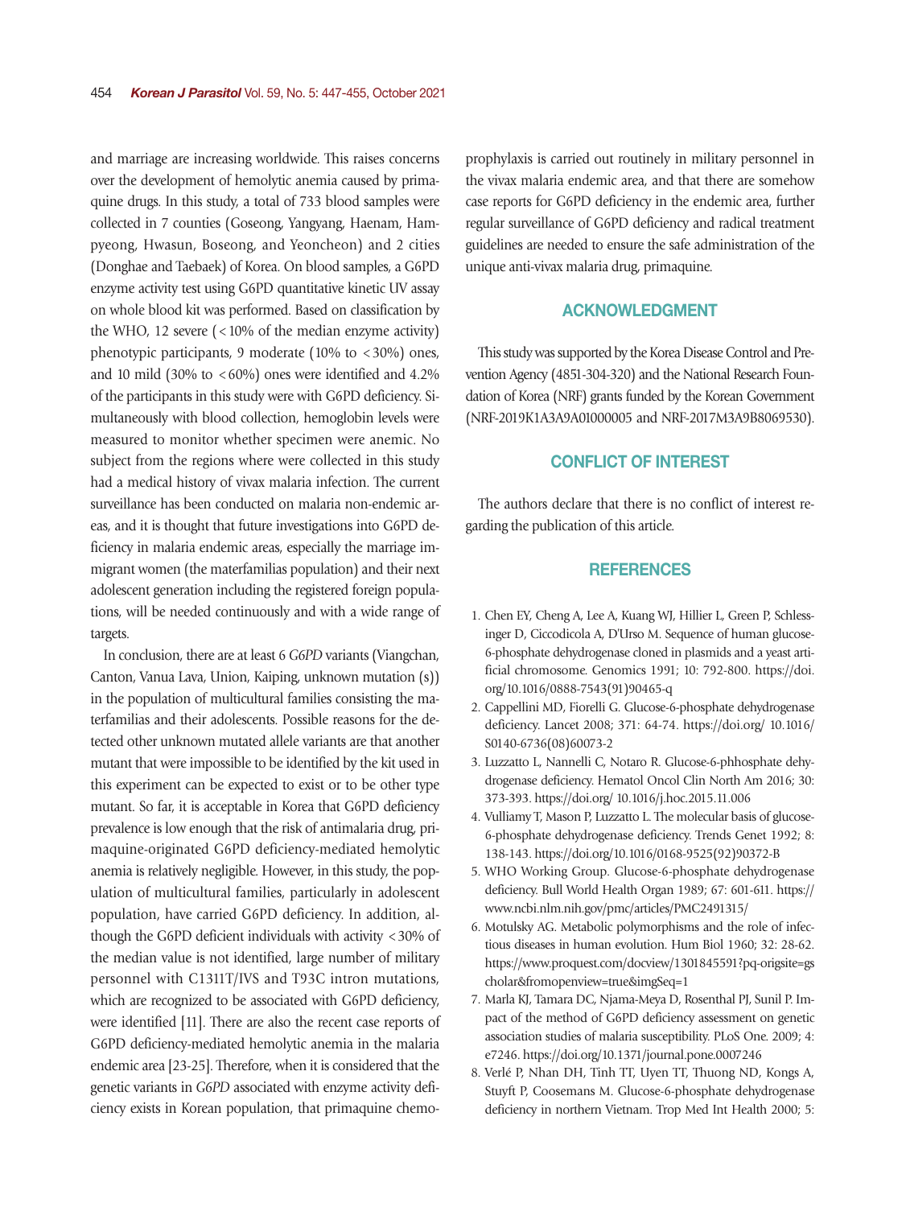and marriage are increasing worldwide. This raises concerns over the development of hemolytic anemia caused by primaquine drugs. In this study, a total of 733 blood samples were collected in 7 counties (Goseong, Yangyang, Haenam, Hampyeong, Hwasun, Boseong, and Yeoncheon) and 2 cities (Donghae and Taebaek) of Korea. On blood samples, a G6PD enzyme activity test using G6PD quantitative kinetic UV assay on whole blood kit was performed. Based on classification by the WHO, 12 severe (<10% of the median enzyme activity) phenotypic participants, 9 moderate (10% to <30%) ones, and 10 mild (30% to <60%) ones were identified and 4.2% of the participants in this study were with G6PD deficiency. Simultaneously with blood collection, hemoglobin levels were measured to monitor whether specimen were anemic. No subject from the regions where were collected in this study had a medical history of vivax malaria infection. The current surveillance has been conducted on malaria non-endemic areas, and it is thought that future investigations into G6PD deficiency in malaria endemic areas, especially the marriage immigrant women (the materfamilias population) and their next adolescent generation including the registered foreign populations, will be needed continuously and with a wide range of targets.

In conclusion, there are at least 6 *G6PD* variants (Viangchan, Canton, Vanua Lava, Union, Kaiping, unknown mutation (s)) in the population of multicultural families consisting the materfamilias and their adolescents. Possible reasons for the detected other unknown mutated allele variants are that another mutant that were impossible to be identified by the kit used in this experiment can be expected to exist or to be other type mutant. So far, it is acceptable in Korea that G6PD deficiency prevalence is low enough that the risk of antimalaria drug, primaquine-originated G6PD deficiency-mediated hemolytic anemia is relatively negligible. However, in this study, the population of multicultural families, particularly in adolescent population, have carried G6PD deficiency. In addition, although the G6PD deficient individuals with activity <30% of the median value is not identified, large number of military personnel with C1311T/IVS and T93C intron mutations, which are recognized to be associated with G6PD deficiency, were identified [11]. There are also the recent case reports of G6PD deficiency-mediated hemolytic anemia in the malaria endemic area [23-25]. Therefore, when it is considered that the genetic variants in *G6PD* associated with enzyme activity deficiency exists in Korean population, that primaquine chemoprophylaxis is carried out routinely in military personnel in the vivax malaria endemic area, and that there are somehow case reports for G6PD deficiency in the endemic area, further regular surveillance of G6PD deficiency and radical treatment guidelines are needed to ensure the safe administration of the unique anti-vivax malaria drug, primaquine.

## ACKNOWLEDGMENT

This study was supported by the Korea Disease Control and Prevention Agency (4851-304-320) and the National Research Foundation of Korea (NRF) grants funded by the Korean Government (NRF-2019K1A3A9A01000005 and NRF-2017M3A9B8069530).

## CONFLICT OF INTEREST

The authors declare that there is no conflict of interest regarding the publication of this article.

## REFERENCES

1. Chen EY, Cheng A, Lee A, Kuang WJ, Hillier L, Green P, Schlessinger D, Ciccodicola A, D'Urso M. Sequence of human glucose-6-phosphate dehydrogenase cloned in plasmids and a yeast artificial chromosome. Genomics 1991; 10: 792-800. https://doi.org/10.1016/0888-7543(91)90465-q
2. Cappellini MD, Fiorelli G. Glucose-6-phosphate dehydrogenase deficiency. Lancet 2008; 371: 64-74. https://doi.org/ 10.1016/S0140-6736(08)60073-2
3. Luzzatto L, Nannelli C, Notaro R. Glucose-6-phhosphate dehydrogenase deficiency. Hematol Oncol Clin North Am 2016; 30: 373-393. https://doi.org/ 10.1016/j.hoc.2015.11.006
4. Vulliamy T, Mason P, Luzzatto L. The molecular basis of glucose-6-phosphate dehydrogenase deficiency. Trends Genet 1992; 8: 138-143. https://doi.org/10.1016/0168-9525(92)90372-B
5. WHO Working Group. Glucose-6-phosphate dehydrogenase deficiency. Bull World Health Organ 1989; 67: 601-611. https://www.ncbi.nlm.nih.gov/pmc/articles/PMC2491315/
6. Motulsky AG. Metabolic polymorphisms and the role of infectious diseases in human evolution. Hum Biol 1960; 32: 28-62. https://www.proquest.com/docview/1301845591?pq-origsite=gscholar&fromopenview=true&imgSeq=1
7. Marla KJ, Tamara DC, Njama-Meya D, Rosenthal PJ, Sunil P. Impact of the method of G6PD deficiency assessment on genetic association studies of malaria susceptibility. PLoS One. 2009; 4: e7246. https://doi.org/10.1371/journal.pone.0007246
8. Verlé P, Nhan DH, Tinh TT, Uyen TT, Thuong ND, Kongs A, Stuyft P, Coosemans M. Glucose-6-phosphate dehydrogenase deficiency in northern Vietnam. Trop Med Int Health 2000; 5: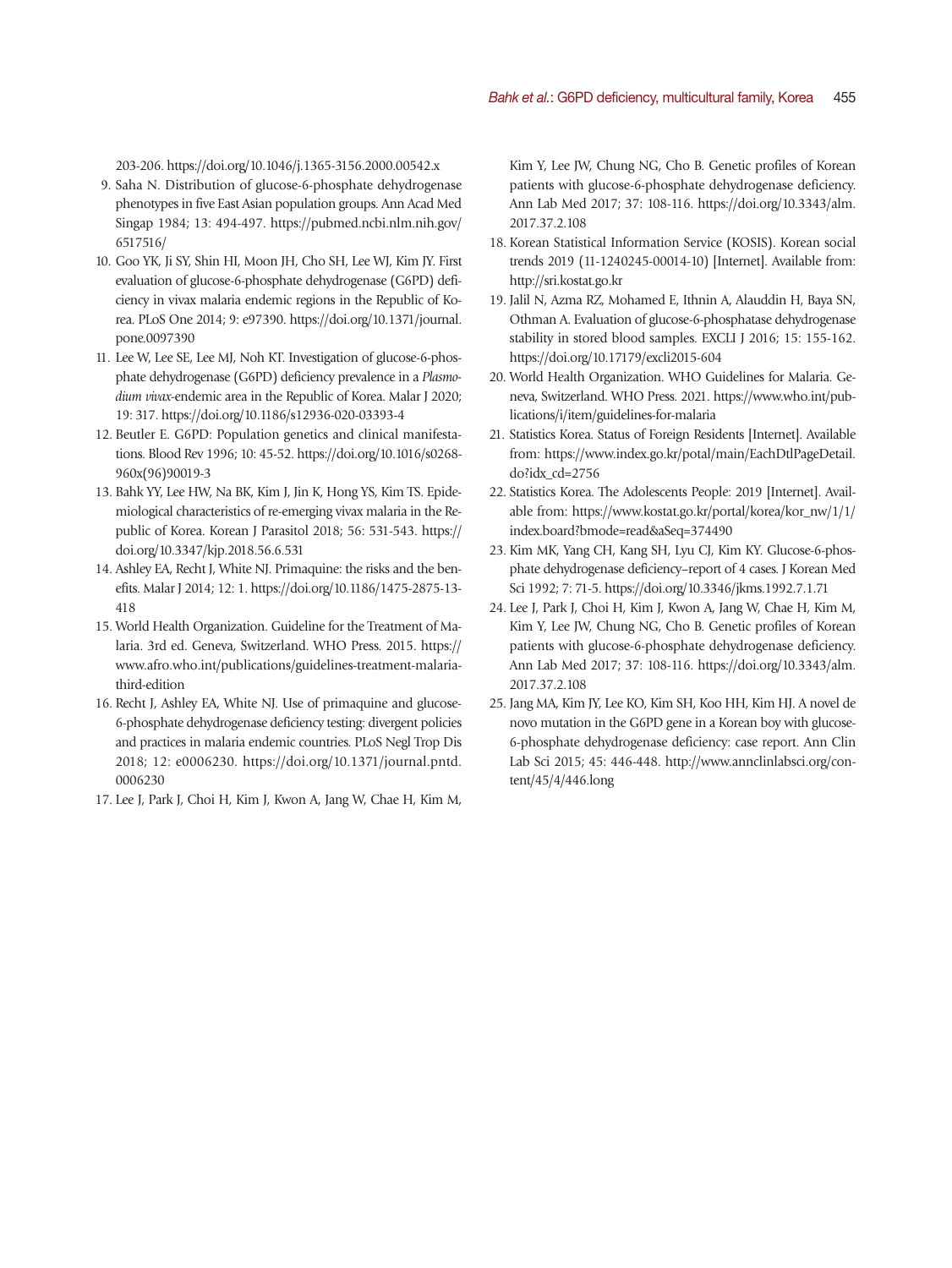203-206. https://doi.org/10.1046/j.1365-3156.2000.00542.x

9. Saha N. Distribution of glucose-6-phosphate dehydrogenase phenotypes in five East Asian population groups. Ann Acad Med Singap 1984; 13: 494-497. https://pubmed.ncbi.nlm.nih.gov/6517516/
10. Goo YK, Ji SY, Shin HI, Moon JH, Cho SH, Lee WJ, Kim JY. First evaluation of glucose-6-phosphate dehydrogenase (G6PD) deficiency in vivax malaria endemic regions in the Republic of Korea. PLoS One 2014; 9: e97390. https://doi.org/10.1371/journal.pone.0097390
11. Lee W, Lee SE, Lee MJ, Noh KT. Investigation of glucose-6-phosphate dehydrogenase (G6PD) deficiency prevalence in a *Plasmodium vivax*-endemic area in the Republic of Korea. Malar J 2020; 19: 317. https://doi.org/10.1186/s12936-020-03393-4
12. Beutler E. G6PD: Population genetics and clinical manifestations. Blood Rev 1996; 10: 45-52. https://doi.org/10.1016/s0268-960x(96)90019-3
13. Bahk YY, Lee HW, Na BK, Kim J, Jin K, Hong YS, Kim TS. Epidemiological characteristics of re-emerging vivax malaria in the Republic of Korea. Korean J Parasitol 2018; 56: 531-543. https://doi.org/10.3347/kjp.2018.56.6.531
14. Ashley EA, Recht J, White NJ. Primaquine: the risks and the benefits. Malar J 2014; 12: 1. https://doi.org/10.1186/1475-2875-13-418
15. World Health Organization. Guideline for the Treatment of Malaria. 3rd ed. Geneva, Switzerland. WHO Press. 2015. https://www.afro.who.int/publications/guidelines-treatment-malaria-third-edition
16. Recht J, Ashley EA, White NJ. Use of primaquine and glucose-6-phosphate dehydrogenase deficiency testing: divergent policies and practices in malaria endemic countries. PLoS Negl Trop Dis 2018; 12: e0006230. https://doi.org/10.1371/journal.pntd.0006230
17. Lee J, Park J, Choi H, Kim J, Kwon A, Jang W, Chae H, Kim M, Kim Y, Lee JW, Chung NG, Cho B. Genetic profiles of Korean patients with glucose-6-phosphate dehydrogenase deficiency. Ann Lab Med 2017; 37: 108-116. https://doi.org/10.3343/alm.2017.37.2.108
18. Korean Statistical Information Service (KOSIS). Korean social trends 2019 (11-1240245-00014-10) [Internet]. Available from: http://sri.kostat.go.kr
19. Jalil N, Azma RZ, Mohamed E, Ithnin A, Alauddin H, Baya SN, Othman A. Evaluation of glucose-6-phosphatase dehydrogenase stability in stored blood samples. EXCLI J 2016; 15: 155-162. https://doi.org/10.17179/excli2015-604
20. World Health Organization. WHO Guidelines for Malaria. Geneva, Switzerland. WHO Press. 2021. https://www.who.int/publications/i/item/guidelines-for-malaria
21. Statistics Korea. Status of Foreign Residents [Internet]. Available from: https://www.index.go.kr/potal/main/EachDtlPageDetail.do?idx_cd=2756
22. Statistics Korea. The Adolescents People: 2019 [Internet]. Available from: https://www.kostat.go.kr/portal/korea/kor_nw/1/1/index.board?bmode=read&aSeq=374490
23. Kim MK, Yang CH, Kang SH, Lyu CJ, Kim KY. Glucose-6-phosphate dehydrogenase deficiency–report of 4 cases. J Korean Med Sci 1992; 7: 71-5. https://doi.org/10.3346/jkms.1992.7.1.71
24. Lee J, Park J, Choi H, Kim J, Kwon A, Jang W, Chae H, Kim M, Kim Y, Lee JW, Chung NG, Cho B. Genetic profiles of Korean patients with glucose-6-phosphate dehydrogenase deficiency. Ann Lab Med 2017; 37: 108-116. https://doi.org/10.3343/alm.2017.37.2.108
25. Jang MA, Kim JY, Lee KO, Kim SH, Koo HH, Kim HJ. A novel de novo mutation in the G6PD gene in a Korean boy with glucose-6-phosphate dehydrogenase deficiency: case report. Ann Clin Lab Sci 2015; 45: 446-448. http://www.annclinlabsci.org/content/45/4/446.long